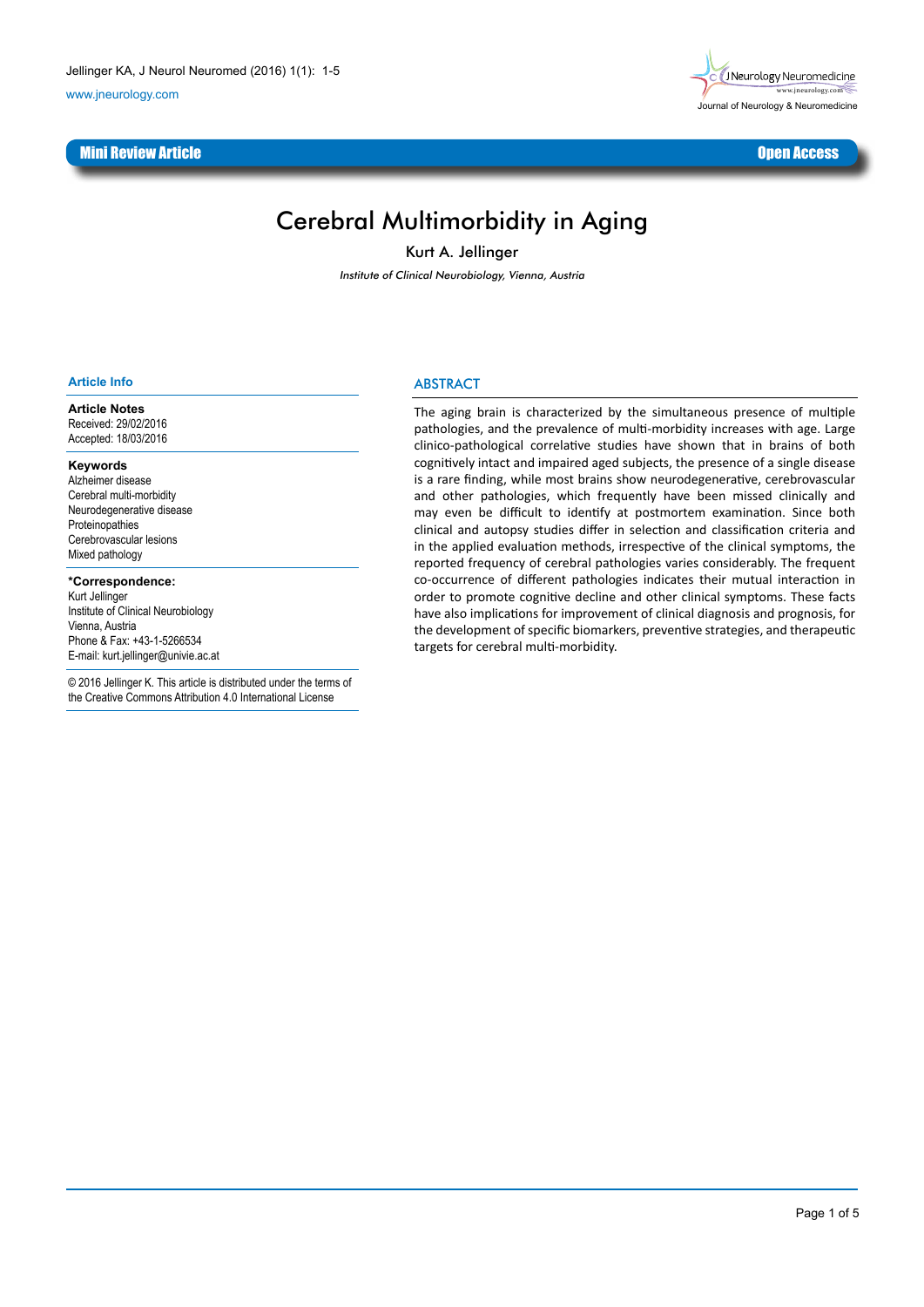Mini Review Article

Open Access

# Cerebral Multimorbidity in Aging

Kurt A. Jellinger

*Institute of Clinical Neurobiology, Vienna, Austria*

## ABSTRACT

The aging brain is characterized by the simultaneous presence of multiple pathologies, and the prevalence of multi-morbidity increases with age. Large clinico-pathological correlative studies have shown that in brains of both cognitively intact and impaired aged subjects, the presence of a single disease is a rare finding, while most brains show neurodegenerative, cerebrovascular and other pathologies, which frequently have been missed clinically and may even be difficult to identify at postmortem examination. Since both clinical and autopsy studies differ in selection and classification criteria and in the applied evaluation methods, irrespective of the clinical symptoms, the reported frequency of cerebral pathologies varies considerably. The frequent co-occurrence of different pathologies indicates their mutual interaction in order to promote cognitive decline and other clinical symptoms. These facts have also implications for improvement of clinical diagnosis and prognosis, for the development of specific biomarkers, preventive strategies, and therapeutic targets for cerebral multi-morbidity.

### Article Info

**Article Notes**
Received: 29/02/2016
Accepted: 18/03/2016

**Keywords**
Alzheimer disease
Cerebral multi-morbidity
Neurodegenerative disease
Proteinopathies
Cerebrovascular lesions
Mixed pathology

**\*Correspondence:**
Kurt Jellinger
Institute of Clinical Neurobiology
Vienna, Austria
Phone & Fax: +43-1-5266534
E-mail: kurt.jellinger@univie.ac.at

© 2016 Jellinger K. This article is distributed under the terms of the Creative Commons Attribution 4.0 International License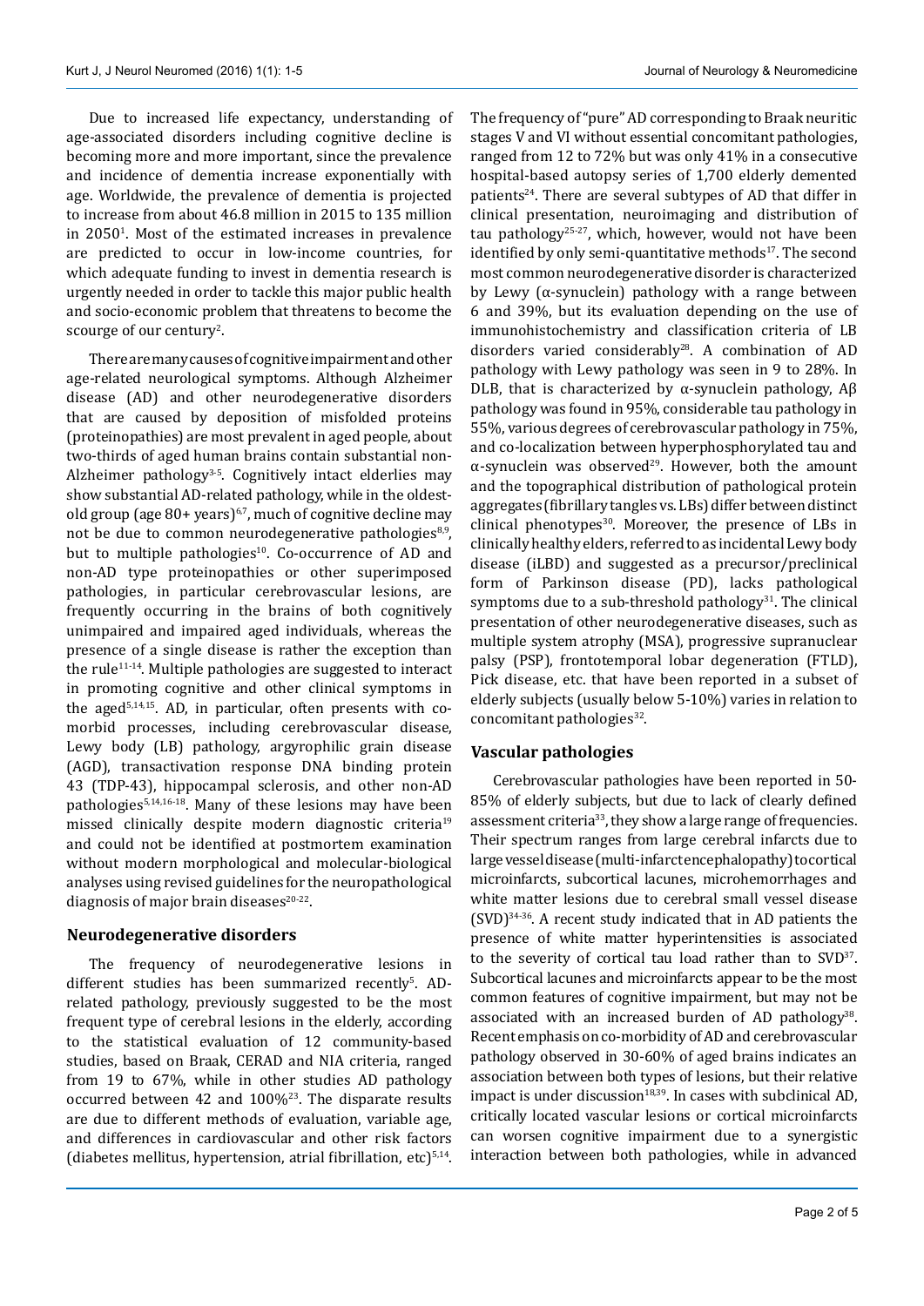Due to increased life expectancy, understanding of age-associated disorders including cognitive decline is becoming more and more important, since the prevalence and incidence of dementia increase exponentially with age. Worldwide, the prevalence of dementia is projected to increase from about 46.8 million in 2015 to 135 million in 2050[1]. Most of the estimated increases in prevalence are predicted to occur in low-income countries, for which adequate funding to invest in dementia research is urgently needed in order to tackle this major public health and socio-economic problem that threatens to become the scourge of our century[2].

There are many causes of cognitive impairment and other age-related neurological symptoms. Although Alzheimer disease (AD) and other neurodegenerative disorders that are caused by deposition of misfolded proteins (proteinopathies) are most prevalent in aged people, about two-thirds of aged human brains contain substantial non-Alzheimer pathology[3-5]. Cognitively intact elderlies may show substantial AD-related pathology, while in the oldest-old group (age 80+ years)[6,7], much of cognitive decline may not be due to common neurodegenerative pathologies[8,9], but to multiple pathologies[10]. Co-occurrence of AD and non-AD type proteinopathies or other superimposed pathologies, in particular cerebrovascular lesions, are frequently occurring in the brains of both cognitively unimpaired and impaired aged individuals, whereas the presence of a single disease is rather the exception than the rule[11-14]. Multiple pathologies are suggested to interact in promoting cognitive and other clinical symptoms in the aged[5,14,15]. AD, in particular, often presents with co-morbid processes, including cerebrovascular disease, Lewy body (LB) pathology, argyrophilic grain disease (AGD), transactivation response DNA binding protein 43 (TDP-43), hippocampal sclerosis, and other non-AD pathologies[5,14,16-18]. Many of these lesions may have been missed clinically despite modern diagnostic criteria[19] and could not be identified at postmortem examination without modern morphological and molecular-biological analyses using revised guidelines for the neuropathological diagnosis of major brain diseases[20-22].

## Neurodegenerative disorders

The frequency of neurodegenerative lesions in different studies has been summarized recently[5]. AD-related pathology, previously suggested to be the most frequent type of cerebral lesions in the elderly, according to the statistical evaluation of 12 community-based studies, based on Braak, CERAD and NIA criteria, ranged from 19 to 67%, while in other studies AD pathology occurred between 42 and 100%[23]. The disparate results are due to different methods of evaluation, variable age, and differences in cardiovascular and other risk factors (diabetes mellitus, hypertension, atrial fibrillation, etc)[5,14]. The frequency of "pure" AD corresponding to Braak neuritic stages V and VI without essential concomitant pathologies, ranged from 12 to 72% but was only 41% in a consecutive hospital-based autopsy series of 1,700 elderly demented patients[24]. There are several subtypes of AD that differ in clinical presentation, neuroimaging and distribution of tau pathology[25-27], which, however, would not have been identified by only semi-quantitative methods[17]. The second most common neurodegenerative disorder is characterized by Lewy (α-synuclein) pathology with a range between 6 and 39%, but its evaluation depending on the use of immunohistochemistry and classification criteria of LB disorders varied considerably[28]. A combination of AD pathology with Lewy pathology was seen in 9 to 28%. In DLB, that is characterized by α-synuclein pathology, Aβ pathology was found in 95%, considerable tau pathology in 55%, various degrees of cerebrovascular pathology in 75%, and co-localization between hyperphosphorylated tau and α-synuclein was observed[29]. However, both the amount and the topographical distribution of pathological protein aggregates (fibrillary tangles vs. LBs) differ between distinct clinical phenotypes[30]. Moreover, the presence of LBs in clinically healthy elders, referred to as incidental Lewy body disease (iLBD) and suggested as a precursor/preclinical form of Parkinson disease (PD), lacks pathological symptoms due to a sub-threshold pathology[31]. The clinical presentation of other neurodegenerative diseases, such as multiple system atrophy (MSA), progressive supranuclear palsy (PSP), frontotemporal lobar degeneration (FTLD), Pick disease, etc. that have been reported in a subset of elderly subjects (usually below 5-10%) varies in relation to concomitant pathologies[32].

## Vascular pathologies

Cerebrovascular pathologies have been reported in 50-85% of elderly subjects, but due to lack of clearly defined assessment criteria[33], they show a large range of frequencies. Their spectrum ranges from large cerebral infarcts due to large vessel disease (multi-infarct encephalopathy) to cortical microinfarcts, subcortical lacunes, microhemorrhages and white matter lesions due to cerebral small vessel disease (SVD)[34-36]. A recent study indicated that in AD patients the presence of white matter hyperintensities is associated to the severity of cortical tau load rather than to SVD[37]. Subcortical lacunes and microinfarcts appear to be the most common features of cognitive impairment, but may not be associated with an increased burden of AD pathology[38]. Recent emphasis on co-morbidity of AD and cerebrovascular pathology observed in 30-60% of aged brains indicates an association between both types of lesions, but their relative impact is under discussion[18,39]. In cases with subclinical AD, critically located vascular lesions or cortical microinfarcts can worsen cognitive impairment due to a synergistic interaction between both pathologies, while in advanced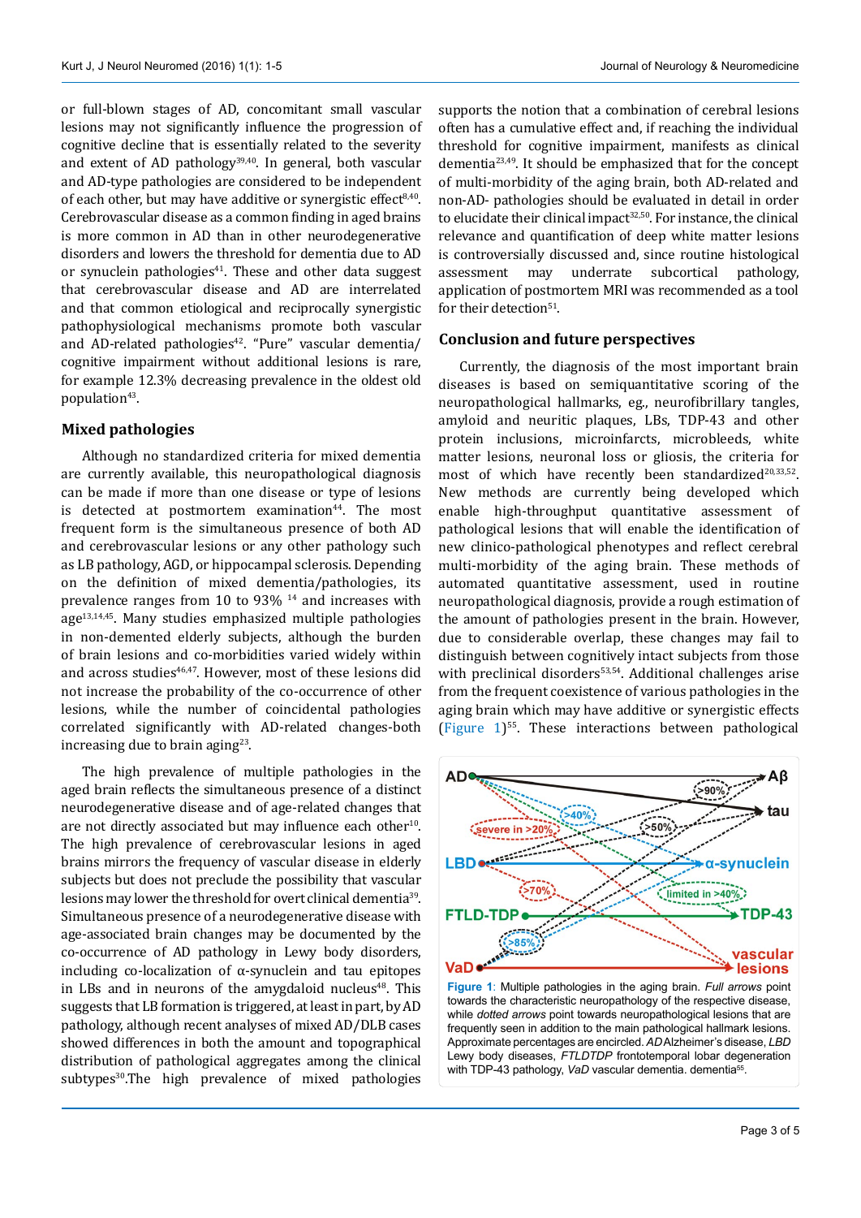or full-blown stages of AD, concomitant small vascular lesions may not significantly influence the progression of cognitive decline that is essentially related to the severity and extent of AD pathology[39,40]. In general, both vascular and AD-type pathologies are considered to be independent of each other, but may have additive or synergistic effect[8,40]. Cerebrovascular disease as a common finding in aged brains is more common in AD than in other neurodegenerative disorders and lowers the threshold for dementia due to AD or synuclein pathologies[41]. These and other data suggest that cerebrovascular disease and AD are interrelated and that common etiological and reciprocally synergistic pathophysiological mechanisms promote both vascular and AD-related pathologies[42]. "Pure" vascular dementia/cognitive impairment without additional lesions is rare, for example 12.3% decreasing prevalence in the oldest old population[43].

## Mixed pathologies

Although no standardized criteria for mixed dementia are currently available, this neuropathological diagnosis can be made if more than one disease or type of lesions is detected at postmortem examination[44]. The most frequent form is the simultaneous presence of both AD and cerebrovascular lesions or any other pathology such as LB pathology, AGD, or hippocampal sclerosis. Depending on the definition of mixed dementia/pathologies, its prevalence ranges from 10 to 93% [14] and increases with age[13,14,45]. Many studies emphasized multiple pathologies in non-demented elderly subjects, although the burden of brain lesions and co-morbidities varied widely within and across studies[46,47]. However, most of these lesions did not increase the probability of the co-occurrence of other lesions, while the number of coincidental pathologies correlated significantly with AD-related changes-both increasing due to brain aging[23].

The high prevalence of multiple pathologies in the aged brain reflects the simultaneous presence of a distinct neurodegenerative disease and of age-related changes that are not directly associated but may influence each other[10]. The high prevalence of cerebrovascular lesions in aged brains mirrors the frequency of vascular disease in elderly subjects but does not preclude the possibility that vascular lesions may lower the threshold for overt clinical dementia[39]. Simultaneous presence of a neurodegenerative disease with age-associated brain changes may be documented by the co-occurrence of AD pathology in Lewy body disorders, including co-localization of α-synuclein and tau epitopes in LBs and in neurons of the amygdaloid nucleus[48]. This suggests that LB formation is triggered, at least in part, by AD pathology, although recent analyses of mixed AD/DLB cases showed differences in both the amount and topographical distribution of pathological aggregates among the clinical subtypes[30].The high prevalence of mixed pathologies supports the notion that a combination of cerebral lesions often has a cumulative effect and, if reaching the individual threshold for cognitive impairment, manifests as clinical dementia[23,49]. It should be emphasized that for the concept of multi-morbidity of the aging brain, both AD-related and non-AD- pathologies should be evaluated in detail in order to elucidate their clinical impact[32,50]. For instance, the clinical relevance and quantification of deep white matter lesions is controversially discussed and, since routine histological assessment may underrate subcortical pathology, application of postmortem MRI was recommended as a tool for their detection[51].

## Conclusion and future perspectives

Currently, the diagnosis of the most important brain diseases is based on semiquantitative scoring of the neuropathological hallmarks, eg., neurofibrillary tangles, amyloid and neuritic plaques, LBs, TDP-43 and other protein inclusions, microinfarcts, microbleeds, white matter lesions, neuronal loss or gliosis, the criteria for most of which have recently been standardized[20,33,52]. New methods are currently being developed which enable high-throughput quantitative assessment of pathological lesions that will enable the identification of new clinico-pathological phenotypes and reflect cerebral multi-morbidity of the aging brain. These methods of automated quantitative assessment, used in routine neuropathological diagnosis, provide a rough estimation of the amount of pathologies present in the brain. However, due to considerable overlap, these changes may fail to distinguish between cognitively intact subjects from those with preclinical disorders[53,54]. Additional challenges arise from the frequent coexistence of various pathologies in the aging brain which may have additive or synergistic effects (Figure 1)[55]. These interactions between pathological

**Figure 1**: Multiple pathologies in the aging brain. *Full arrows* point towards the characteristic neuropathology of the respective disease, while *dotted arrows* point towards neuropathological lesions that are frequently seen in addition to the main pathological hallmark lesions. Approximate percentages are encircled. *AD* Alzheimer's disease, *LBD* Lewy body diseases, *FTLDTDP* frontotemporal lobar degeneration with TDP-43 pathology, *VaD* vascular dementia. dementia[55].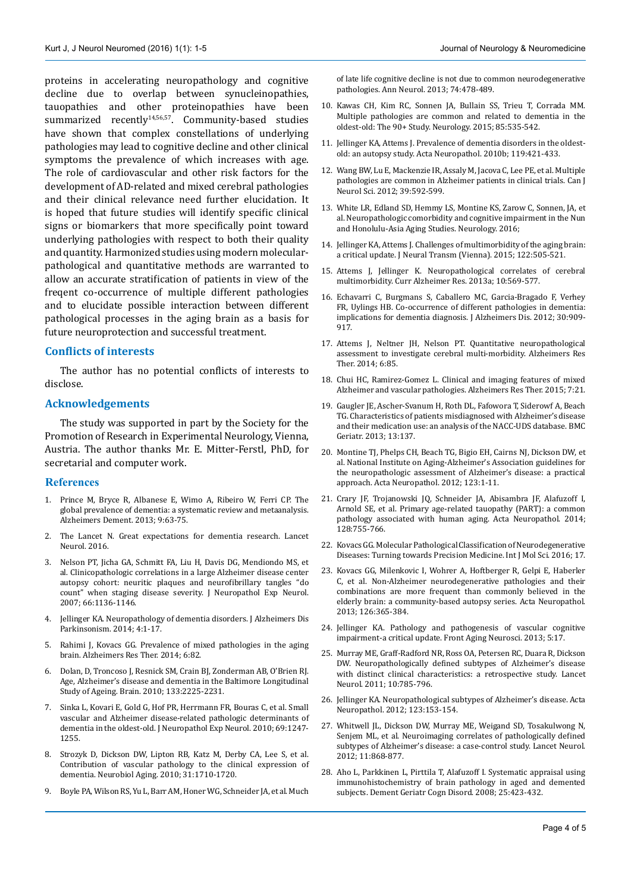proteins in accelerating neuropathology and cognitive decline due to overlap between synucleinopathies, tauopathies and other proteinopathies have been summarized recently[14,56,57]. Community-based studies have shown that complex constellations of underlying pathologies may lead to cognitive decline and other clinical symptoms the prevalence of which increases with age. The role of cardiovascular and other risk factors for the development of AD-related and mixed cerebral pathologies and their clinical relevance need further elucidation. It is hoped that future studies will identify specific clinical signs or biomarkers that more specifically point toward underlying pathologies with respect to both their quality and quantity. Harmonized studies using modern molecular-pathological and quantitative methods are warranted to allow an accurate stratification of patients in view of the freqent co-occurrence of multiple different pathologies and to elucidate possible interaction between different pathological processes in the aging brain as a basis for future neuroprotection and successful treatment.

## Conflicts of interests

The author has no potential conflicts of interests to disclose.

## Acknowledgements

The study was supported in part by the Society for the Promotion of Research in Experimental Neurology, Vienna, Austria. The author thanks Mr. E. Mitter-Ferstl, PhD, for secretarial and computer work.

## References

1. Prince M, Bryce R, Albanese E, Wimo A, Ribeiro W, Ferri CP. The global prevalence of dementia: a systematic review and metaanalysis. Alzheimers Dement. 2013; 9:63-75.
2. The Lancet N. Great expectations for dementia research. Lancet Neurol. 2016.
3. Nelson PT, Jicha GA, Schmitt FA, Liu H, Davis DG, Mendiondo MS, et al. Clinicopathologic correlations in a large Alzheimer disease center autopsy cohort: neuritic plaques and neurofibrillary tangles "do count" when staging disease severity. J Neuropathol Exp Neurol. 2007; 66:1136-1146.
4. Jellinger KA. Neuropathology of dementia disorders. J Alzheimers Dis Parkinsonism. 2014; 4:1-17.
5. Rahimi J, Kovacs GG. Prevalence of mixed pathologies in the aging brain. Alzheimers Res Ther. 2014; 6:82.
6. Dolan, D, Troncoso J, Resnick SM, Crain BJ, Zonderman AB, O'Brien RJ. Age, Alzheimer's disease and dementia in the Baltimore Longitudinal Study of Ageing. Brain. 2010; 133:2225-2231.
7. Sinka L, Kovari E, Gold G, Hof PR, Herrmann FR, Bouras C, et al. Small vascular and Alzheimer disease-related pathologic determinants of dementia in the oldest-old. J Neuropathol Exp Neurol. 2010; 69:1247-1255.
8. Strozyk D, Dickson DW, Lipton RB, Katz M, Derby CA, Lee S, et al. Contribution of vascular pathology to the clinical expression of dementia. Neurobiol Aging. 2010; 31:1710-1720.
9. Boyle PA, Wilson RS, Yu L, Barr AM, Honer WG, Schneider JA, et al. Much of late life cognitive decline is not due to common neurodegenerative pathologies. Ann Neurol. 2013; 74:478-489.
10. Kawas CH, Kim RC, Sonnen JA, Bullain SS, Trieu T, Corrada MM. Multiple pathologies are common and related to dementia in the oldest-old: The 90+ Study. Neurology. 2015; 85:535-542.
11. Jellinger KA, Attems J. Prevalence of dementia disorders in the oldest-old: an autopsy study. Acta Neuropathol. 2010b; 119:421-433.
12. Wang BW, Lu E, Mackenzie IR, Assaly M, Jacova C, Lee PE, et al. Multiple pathologies are common in Alzheimer patients in clinical trials. Can J Neurol Sci. 2012; 39:592-599.
13. White LR, Edland SD, Hemmy LS, Montine KS, Zarow C, Sonnen, JA, et al. Neuropathologic comorbidity and cognitive impairment in the Nun and Honolulu-Asia Aging Studies. Neurology. 2016;
14. Jellinger KA, Attems J. Challenges of multimorbidity of the aging brain: a critical update. J Neural Transm (Vienna). 2015; 122:505-521.
15. Attems J, Jellinger K. Neuropathological correlates of cerebral multimorbidity. Curr Alzheimer Res. 2013a; 10:569-577.
16. Echavarri C, Burgmans S, Caballero MC, Garcia-Bragado F, Verhey FR, Uylings HB. Co-occurrence of different pathologies in dementia: implications for dementia diagnosis. J Alzheimers Dis. 2012; 30:909-917.
17. Attems J, Neltner JH, Nelson PT. Quantitative neuropathological assessment to investigate cerebral multi-morbidity. Alzheimers Res Ther. 2014; 6:85.
18. Chui HC, Ramirez-Gomez L. Clinical and imaging features of mixed Alzheimer and vascular pathologies. Alzheimers Res Ther. 2015; 7:21.
19. Gaugler JE, Ascher-Svanum H, Roth DL, Fafowora T, Siderowf A, Beach TG. Characteristics of patients misdiagnosed with Alzheimer's disease and their medication use: an analysis of the NACC-UDS database. BMC Geriatr. 2013; 13:137.
20. Montine TJ, Phelps CH, Beach TG, Bigio EH, Cairns NJ, Dickson DW, et al. National Institute on Aging-Alzheimer's Association guidelines for the neuropathologic assessment of Alzheimer's disease: a practical approach. Acta Neuropathol. 2012; 123:1-11.
21. Crary JF, Trojanowski JQ, Schneider JA, Abisambra JF, Alafuzoff I, Arnold SE, et al. Primary age-related tauopathy (PART): a common pathology associated with human aging. Acta Neuropathol. 2014; 128:755-766.
22. Kovacs GG. Molecular Pathological Classification of Neurodegenerative Diseases: Turning towards Precision Medicine. Int J Mol Sci. 2016; 17.
23. Kovacs GG, Milenkovic I, Wohrer A, Hoftberger R, Gelpi E, Haberler C, et al. Non-Alzheimer neurodegenerative pathologies and their combinations are more frequent than commonly believed in the elderly brain: a community-based autopsy series. Acta Neuropathol. 2013; 126:365-384.
24. Jellinger KA. Pathology and pathogenesis of vascular cognitive impairment-a critical update. Front Aging Neurosci. 2013; 5:17.
25. Murray ME, Graff-Radford NR, Ross OA, Petersen RC, Duara R, Dickson DW. Neuropathologically defined subtypes of Alzheimer's disease with distinct clinical characteristics: a retrospective study. Lancet Neurol. 2011; 10:785-796.
26. Jellinger KA. Neuropathological subtypes of Alzheimer's disease. Acta Neuropathol. 2012; 123:153-154.
27. Whitwell JL, Dickson DW, Murray ME, Weigand SD, Tosakulwong N, Senjem ML, et al. Neuroimaging correlates of pathologically defined subtypes of Alzheimer's disease: a case-control study. Lancet Neurol. 2012; 11:868-877.
28. Aho L, Parkkinen L, Pirttila T, Alafuzoff I. Systematic appraisal using immunohistochemistry of brain pathology in aged and demented subjects. Dement Geriatr Cogn Disord. 2008; 25:423-432.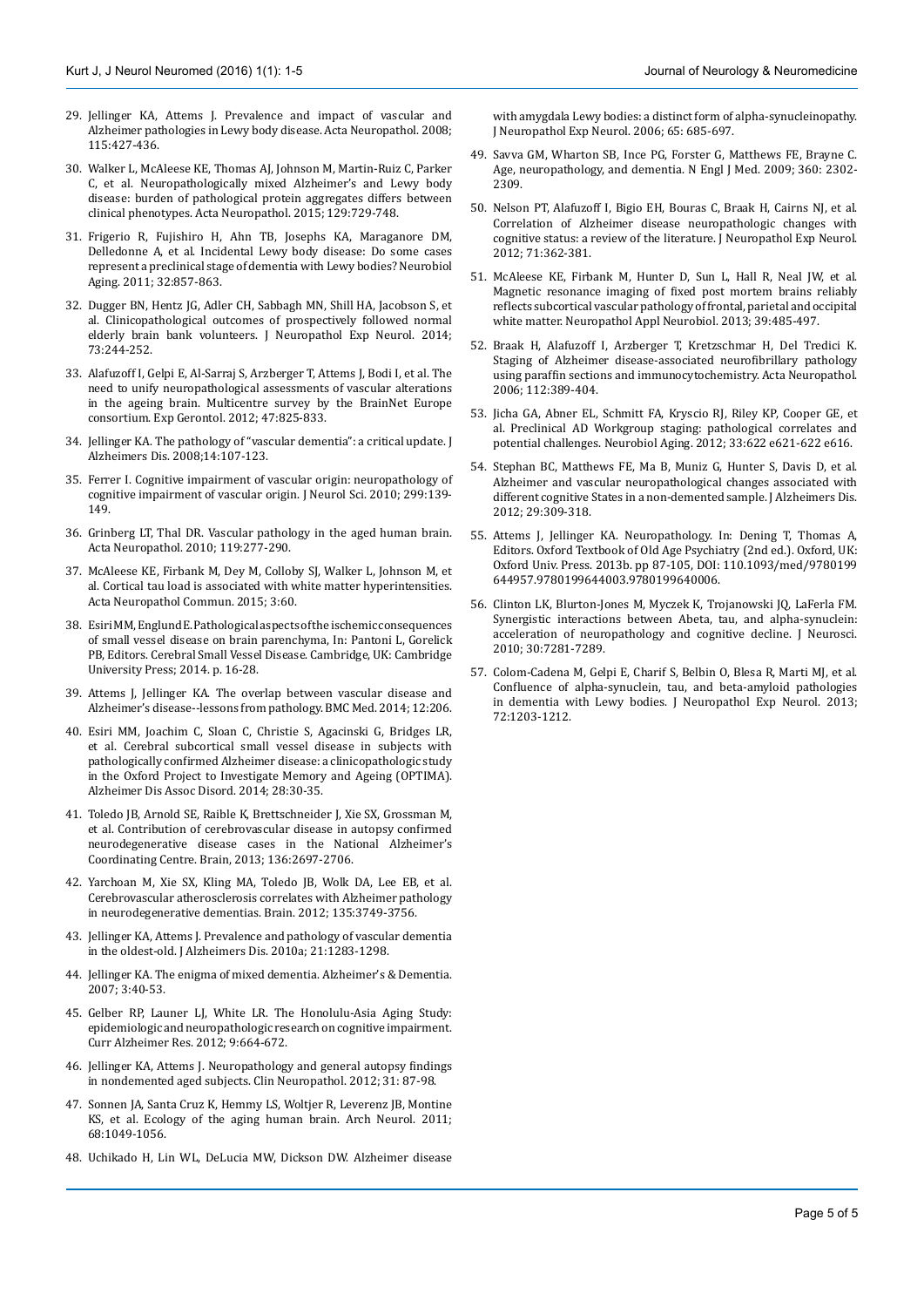29. Jellinger KA, Attems J. Prevalence and impact of vascular and Alzheimer pathologies in Lewy body disease. Acta Neuropathol. 2008; 115:427-436.

30. Walker L, McAleese KE, Thomas AJ, Johnson M, Martin-Ruiz C, Parker C, et al. Neuropathologically mixed Alzheimer's and Lewy body disease: burden of pathological protein aggregates differs between clinical phenotypes. Acta Neuropathol. 2015; 129:729-748.

31. Frigerio R, Fujishiro H, Ahn TB, Josephs KA, Maraganore DM, Delledonne A, et al. Incidental Lewy body disease: Do some cases represent a preclinical stage of dementia with Lewy bodies? Neurobiol Aging. 2011; 32:857-863.

32. Dugger BN, Hentz JG, Adler CH, Sabbagh MN, Shill HA, Jacobson S, et al. Clinicopathological outcomes of prospectively followed normal elderly brain bank volunteers. J Neuropathol Exp Neurol. 2014; 73:244-252.

33. Alafuzoff I, Gelpi E, Al-Sarraj S, Arzberger T, Attems J, Bodi I, et al. The need to unify neuropathological assessments of vascular alterations in the ageing brain. Multicentre survey by the BrainNet Europe consortium. Exp Gerontol. 2012; 47:825-833.

34. Jellinger KA. The pathology of "vascular dementia": a critical update. J Alzheimers Dis. 2008;14:107-123.

35. Ferrer I. Cognitive impairment of vascular origin: neuropathology of cognitive impairment of vascular origin. J Neurol Sci. 2010; 299:139-149.

36. Grinberg LT, Thal DR. Vascular pathology in the aged human brain. Acta Neuropathol. 2010; 119:277-290.

37. McAleese KE, Firbank M, Dey M, Colloby SJ, Walker L, Johnson M, et al. Cortical tau load is associated with white matter hyperintensities. Acta Neuropathol Commun. 2015; 3:60.

38. Esiri MM, Englund E. Pathological aspects of the ischemic consequences of small vessel disease on brain parenchyma, In: Pantoni L, Gorelick PB, Editors. Cerebral Small Vessel Disease. Cambridge, UK: Cambridge University Press; 2014. p. 16-28.

39. Attems J, Jellinger KA. The overlap between vascular disease and Alzheimer's disease--lessons from pathology. BMC Med. 2014; 12:206.

40. Esiri MM, Joachim C, Sloan C, Christie S, Agacinski G, Bridges LR, et al. Cerebral subcortical small vessel disease in subjects with pathologically confirmed Alzheimer disease: a clinicopathologic study in the Oxford Project to Investigate Memory and Ageing (OPTIMA). Alzheimer Dis Assoc Disord. 2014; 28:30-35.

41. Toledo JB, Arnold SE, Raible K, Brettschneider J, Xie SX, Grossman M, et al. Contribution of cerebrovascular disease in autopsy confirmed neurodegenerative disease cases in the National Alzheimer's Coordinating Centre. Brain, 2013; 136:2697-2706.

42. Yarchoan M, Xie SX, Kling MA, Toledo JB, Wolk DA, Lee EB, et al. Cerebrovascular atherosclerosis correlates with Alzheimer pathology in neurodegenerative dementias. Brain. 2012; 135:3749-3756.

43. Jellinger KA, Attems J. Prevalence and pathology of vascular dementia in the oldest-old. J Alzheimers Dis. 2010a; 21:1283-1298.

44. Jellinger KA. The enigma of mixed dementia. Alzheimer's & Dementia. 2007; 3:40-53.

45. Gelber RP, Launer LJ, White LR. The Honolulu-Asia Aging Study: epidemiologic and neuropathologic research on cognitive impairment. Curr Alzheimer Res. 2012; 9:664-672.

46. Jellinger KA, Attems J. Neuropathology and general autopsy findings in nondemented aged subjects. Clin Neuropathol. 2012; 31: 87-98.

47. Sonnen JA, Santa Cruz K, Hemmy LS, Woltjer R, Leverenz JB, Montine KS, et al. Ecology of the aging human brain. Arch Neurol. 2011; 68:1049-1056.

48. Uchikado H, Lin WL, DeLucia MW, Dickson DW. Alzheimer disease with amygdala Lewy bodies: a distinct form of alpha-synucleinopathy. J Neuropathol Exp Neurol. 2006; 65: 685-697.

49. Savva GM, Wharton SB, Ince PG, Forster G, Matthews FE, Brayne C. Age, neuropathology, and dementia. N Engl J Med. 2009; 360: 2302-2309.

50. Nelson PT, Alafuzoff I, Bigio EH, Bouras C, Braak H, Cairns NJ, et al. Correlation of Alzheimer disease neuropathologic changes with cognitive status: a review of the literature. J Neuropathol Exp Neurol. 2012; 71:362-381.

51. McAleese KE, Firbank M, Hunter D, Sun L, Hall R, Neal JW, et al. Magnetic resonance imaging of fixed post mortem brains reliably reflects subcortical vascular pathology of frontal, parietal and occipital white matter. Neuropathol Appl Neurobiol. 2013; 39:485-497.

52. Braak H, Alafuzoff I, Arzberger T, Kretzschmar H, Del Tredici K. Staging of Alzheimer disease-associated neurofibrillary pathology using paraffin sections and immunocytochemistry. Acta Neuropathol. 2006; 112:389-404.

53. Jicha GA, Abner EL, Schmitt FA, Kryscio RJ, Riley KP, Cooper GE, et al. Preclinical AD Workgroup staging: pathological correlates and potential challenges. Neurobiol Aging. 2012; 33:622 e621-622 e616.

54. Stephan BC, Matthews FE, Ma B, Muniz G, Hunter S, Davis D, et al. Alzheimer and vascular neuropathological changes associated with different cognitive States in a non-demented sample. J Alzheimers Dis. 2012; 29:309-318.

55. Attems J, Jellinger KA. Neuropathology. In: Dening T, Thomas A, Editors. Oxford Textbook of Old Age Psychiatry (2nd ed.). Oxford, UK: Oxford Univ. Press. 2013b. pp 87-105, DOI: 110.1093/med/9780199644957.9780199644003.9780199640006.

56. Clinton LK, Blurton-Jones M, Myczek K, Trojanowski JQ, LaFerla FM. Synergistic interactions between Abeta, tau, and alpha-synuclein: acceleration of neuropathology and cognitive decline. J Neurosci. 2010; 30:7281-7289.

57. Colom-Cadena M, Gelpi E, Charif S, Belbin O, Blesa R, Marti MJ, et al. Confluence of alpha-synuclein, tau, and beta-amyloid pathologies in dementia with Lewy bodies. J Neuropathol Exp Neurol. 2013; 72:1203-1212.